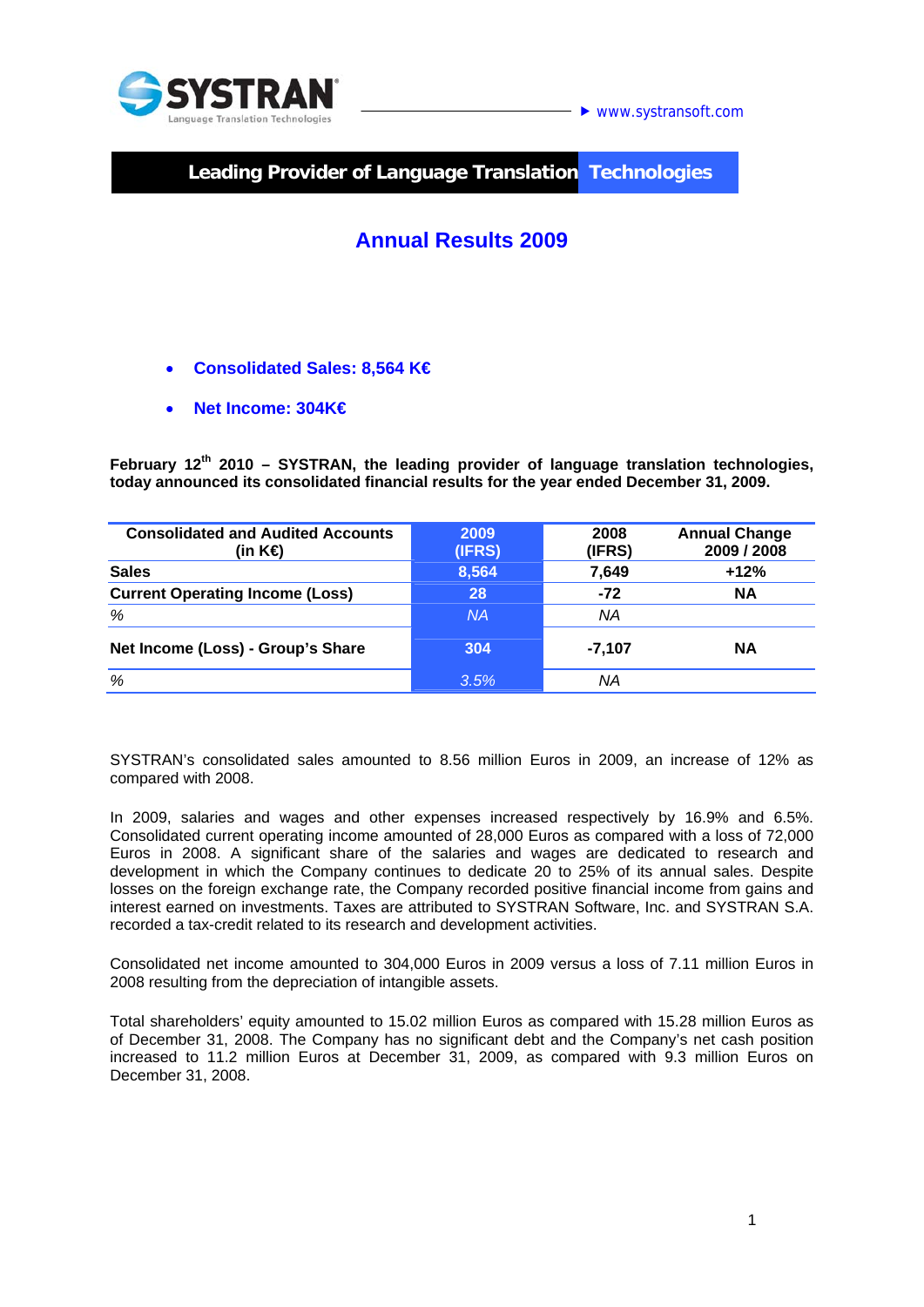SYSTRAN Language Translation Technologies

www.systransoft.com

**Leading Provider of Language Translation Technologies**

# Annual Results 2009

- **Consolidated Sales: 8,564 K€**
- **Net Income: 304K€**

**February 12th 2010 – SYSTRAN, the leading provider of language translation technologies, today announced its consolidated financial results for the year ended December 31, 2009.**

| Consolidated and Audited Accounts (in K€) | 2009 (IFRS) | 2008 (IFRS) | Annual Change 2009 / 2008 |
|---|---|---|---|
| **Sales** | **8,564** | **7,649** | **+12%** |
| **Current Operating Income (Loss)** | **28** | **-72** | **NA** |
| *%* | *NA* | *NA* | |
| **Net Income (Loss) - Group's Share** | **304** | **-7,107** | **NA** |
| *%* | *3.5%* | *NA* | |

SYSTRAN's consolidated sales amounted to 8.56 million Euros in 2009, an increase of 12% as compared with 2008.

In 2009, salaries and wages and other expenses increased respectively by 16.9% and 6.5%. Consolidated current operating income amounted of 28,000 Euros as compared with a loss of 72,000 Euros in 2008. A significant share of the salaries and wages are dedicated to research and development in which the Company continues to dedicate 20 to 25% of its annual sales. Despite losses on the foreign exchange rate, the Company recorded positive financial income from gains and interest earned on investments. Taxes are attributed to SYSTRAN Software, Inc. and SYSTRAN S.A. recorded a tax-credit related to its research and development activities.

Consolidated net income amounted to 304,000 Euros in 2009 versus a loss of 7.11 million Euros in 2008 resulting from the depreciation of intangible assets.

Total shareholders' equity amounted to 15.02 million Euros as compared with 15.28 million Euros as of December 31, 2008. The Company has no significant debt and the Company's net cash position increased to 11.2 million Euros at December 31, 2009, as compared with 9.3 million Euros on December 31, 2008.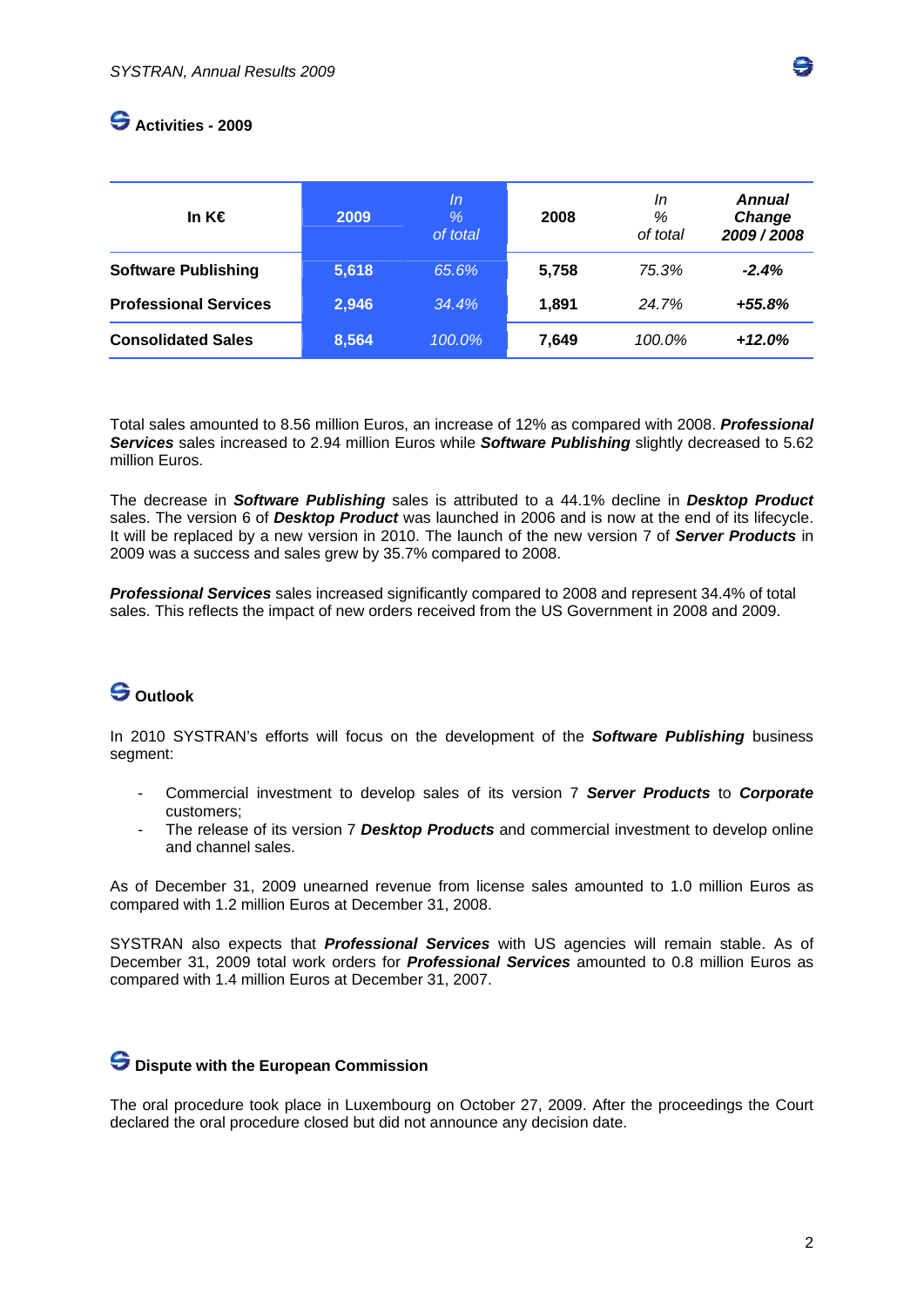## Activities - 2009

| In K€ | 2009 | *In % of total* | 2008 | *In % of total* | ***Annual Change 2009 / 2008*** |
|---|---|---|---|---|---|
| **Software Publishing** | **5,618** | *65.6%* | **5,758** | *75.3%* | ***-2.4%*** |
| **Professional Services** | **2,946** | *34.4%* | **1,891** | *24.7%* | ***+55.8%*** |
| **Consolidated Sales** | **8,564** | *100.0%* | **7,649** | *100.0%* | ***+12.0%*** |

Total sales amounted to 8.56 million Euros, an increase of 12% as compared with 2008. ***Professional Services*** sales increased to 2.94 million Euros while ***Software Publishing*** slightly decreased to 5.62 million Euros.

The decrease in ***Software Publishing*** sales is attributed to a 44.1% decline in ***Desktop Product*** sales. The version 6 of ***Desktop Product*** was launched in 2006 and is now at the end of its lifecycle. It will be replaced by a new version in 2010. The launch of the new version 7 of ***Server Products*** in 2009 was a success and sales grew by 35.7% compared to 2008.

***Professional Services*** sales increased significantly compared to 2008 and represent 34.4% of total sales. This reflects the impact of new orders received from the US Government in 2008 and 2009.

## Outlook

In 2010 SYSTRAN's efforts will focus on the development of the ***Software Publishing*** business segment:

- Commercial investment to develop sales of its version 7 ***Server Products*** to ***Corporate*** customers;
- The release of its version 7 ***Desktop Products*** and commercial investment to develop online and channel sales.

As of December 31, 2009 unearned revenue from license sales amounted to 1.0 million Euros as compared with 1.2 million Euros at December 31, 2008.

SYSTRAN also expects that ***Professional Services*** with US agencies will remain stable. As of December 31, 2009 total work orders for ***Professional Services*** amounted to 0.8 million Euros as compared with 1.4 million Euros at December 31, 2007.

## Dispute with the European Commission

The oral procedure took place in Luxembourg on October 27, 2009. After the proceedings the Court declared the oral procedure closed but did not announce any decision date.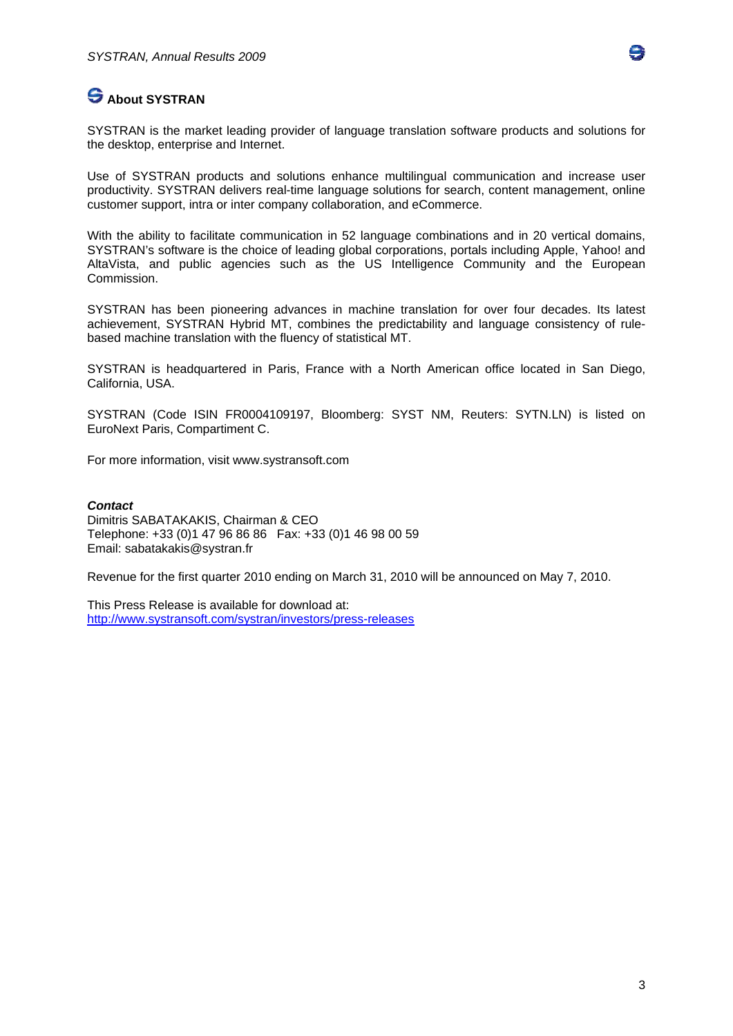## About SYSTRAN

SYSTRAN is the market leading provider of language translation software products and solutions for the desktop, enterprise and Internet.

Use of SYSTRAN products and solutions enhance multilingual communication and increase user productivity. SYSTRAN delivers real-time language solutions for search, content management, online customer support, intra or inter company collaboration, and eCommerce.

With the ability to facilitate communication in 52 language combinations and in 20 vertical domains, SYSTRAN's software is the choice of leading global corporations, portals including Apple, Yahoo! and AltaVista, and public agencies such as the US Intelligence Community and the European Commission.

SYSTRAN has been pioneering advances in machine translation for over four decades. Its latest achievement, SYSTRAN Hybrid MT, combines the predictability and language consistency of rule-based machine translation with the fluency of statistical MT.

SYSTRAN is headquartered in Paris, France with a North American office located in San Diego, California, USA.

SYSTRAN (Code ISIN FR0004109197, Bloomberg: SYST NM, Reuters: SYTN.LN) is listed on EuroNext Paris, Compartiment C.

For more information, visit www.systransoft.com

***Contact***
Dimitris SABATAKAKIS, Chairman & CEO
Telephone: +33 (0)1 47 96 86 86 Fax: +33 (0)1 46 98 00 59
Email: sabatakakis@systran.fr

Revenue for the first quarter 2010 ending on March 31, 2010 will be announced on May 7, 2010.

This Press Release is available for download at:
http://www.systransoft.com/systran/investors/press-releases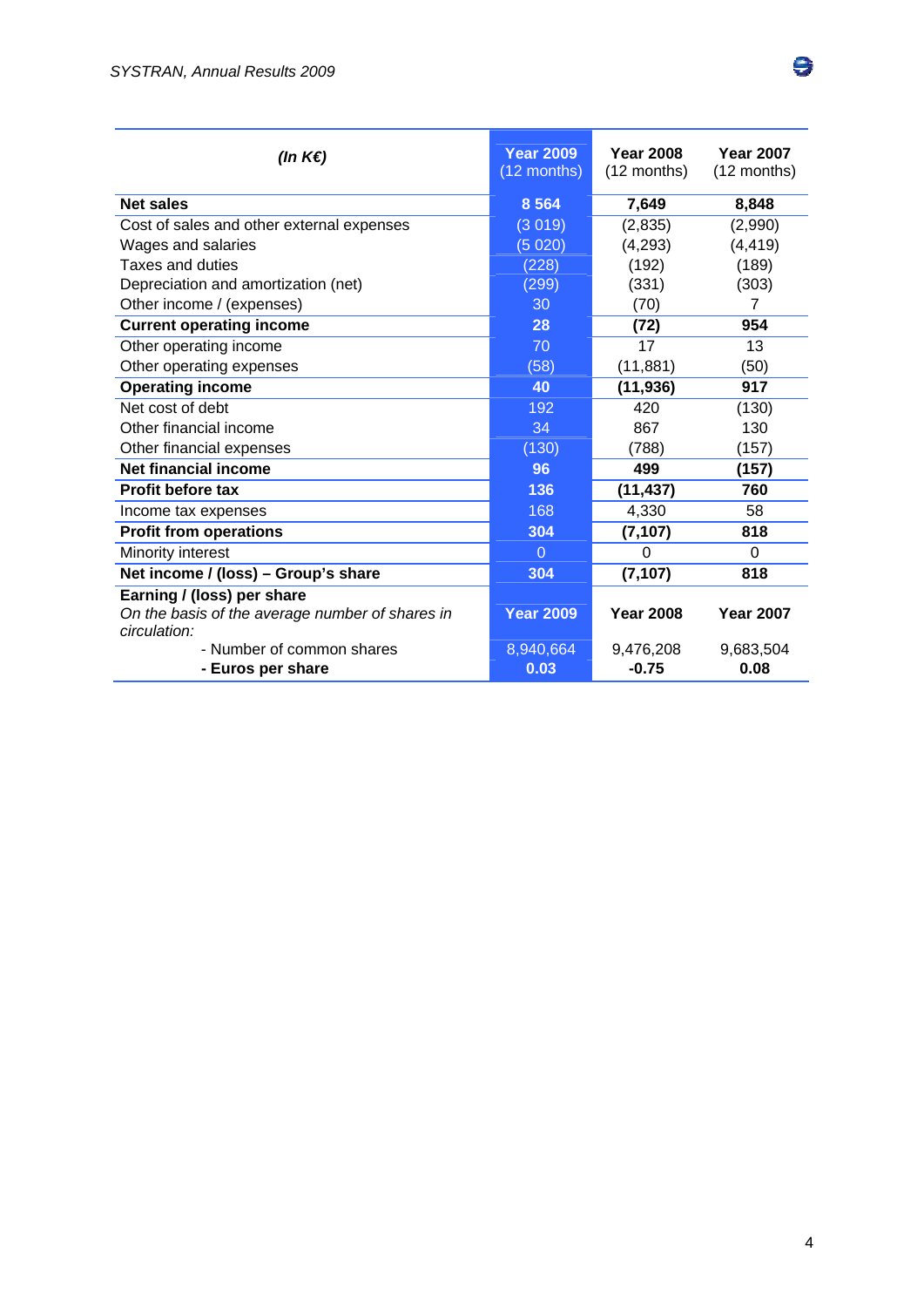| *(In K€)* | **Year 2009** (12 months) | **Year 2008** (12 months) | **Year 2007** (12 months) |
|---|---|---|---|
| **Net sales** | **8 564** | **7,649** | **8,848** |
| Cost of sales and other external expenses | (3 019) | (2,835) | (2,990) |
| Wages and salaries | (5 020) | (4,293) | (4,419) |
| Taxes and duties | (228) | (192) | (189) |
| Depreciation and amortization (net) | (299) | (331) | (303) |
| Other income / (expenses) | 30 | (70) | 7 |
| **Current operating income** | **28** | **(72)** | **954** |
| Other operating income | 70 | 17 | 13 |
| Other operating expenses | (58) | (11,881) | (50) |
| **Operating income** | **40** | **(11,936)** | **917** |
| Net cost of debt | 192 | 420 | (130) |
| Other financial income | 34 | 867 | 130 |
| Other financial expenses | (130) | (788) | (157) |
| **Net financial income** | **96** | **499** | **(157)** |
| **Profit before tax** | **136** | **(11,437)** | **760** |
| Income tax expenses | 168 | 4,330 | 58 |
| **Profit from operations** | **304** | **(7,107)** | **818** |
| Minority interest | 0 | 0 | 0 |
| **Net income / (loss) – Group's share** | **304** | **(7,107)** | **818** |
| **Earning / (loss) per share** *On the basis of the average number of shares in circulation:* | **Year 2009** | **Year 2008** | **Year 2007** |
| - Number of common shares | 8,940,664 | 9,476,208 | 9,683,504 |
| **- Euros per share** | **0.03** | **-0.75** | **0.08** |